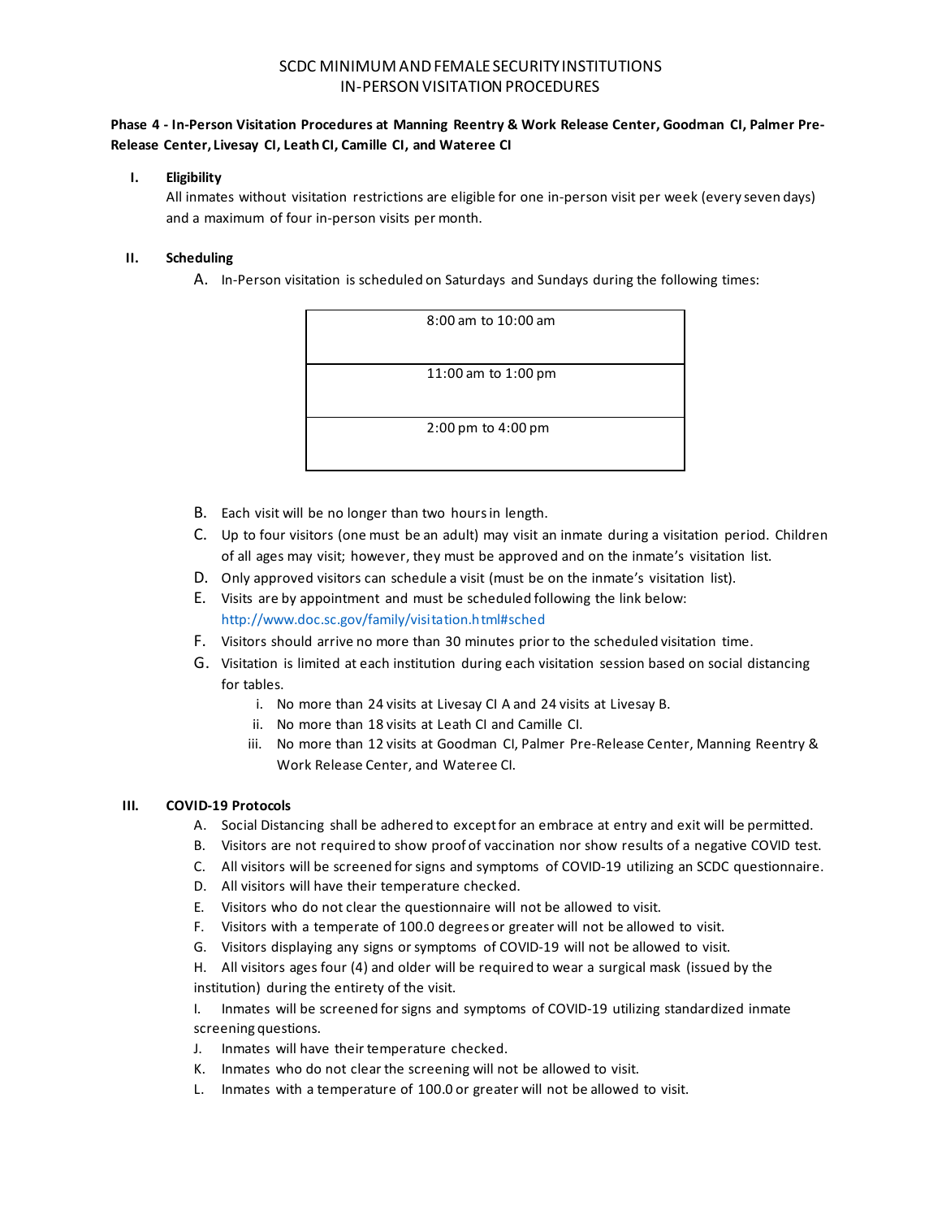# SCDC MINIMUM AND FEMALE SECURITY INSTITUTIONS
# IN-PERSON VISITATION PROCEDURES

**Phase 4 - In-Person Visitation Procedures at Manning Reentry & Work Release Center, Goodman CI, Palmer Pre-Release Center, Livesay CI, Leath CI, Camille CI, and Wateree CI**

## I. Eligibility

All inmates without visitation restrictions are eligible for one in-person visit per week (every seven days) and a maximum of four in-person visits per month.

## II. Scheduling

A. In-Person visitation is scheduled on Saturdays and Sundays during the following times:

| 8:00 am to 10:00 am |
|---|
| 11:00 am to 1:00 pm |
| 2:00 pm to 4:00 pm |

B. Each visit will be no longer than two hours in length.

C. Up to four visitors (one must be an adult) may visit an inmate during a visitation period. Children of all ages may visit; however, they must be approved and on the inmate's visitation list.

D. Only approved visitors can schedule a visit (must be on the inmate's visitation list).

E. Visits are by appointment and must be scheduled following the link below: http://www.doc.sc.gov/family/visitation.html#sched

F. Visitors should arrive no more than 30 minutes prior to the scheduled visitation time.

G. Visitation is limited at each institution during each visitation session based on social distancing for tables.

   i. No more than 24 visits at Livesay CI A and 24 visits at Livesay B.
   
   ii. No more than 18 visits at Leath CI and Camille CI.
   
   iii. No more than 12 visits at Goodman CI, Palmer Pre-Release Center, Manning Reentry & Work Release Center, and Wateree CI.

## III. COVID-19 Protocols

A. Social Distancing shall be adhered to except for an embrace at entry and exit will be permitted.

B. Visitors are not required to show proof of vaccination nor show results of a negative COVID test.

C. All visitors will be screened for signs and symptoms of COVID-19 utilizing an SCDC questionnaire.

D. All visitors will have their temperature checked.

E. Visitors who do not clear the questionnaire will not be allowed to visit.

F. Visitors with a temperate of 100.0 degrees or greater will not be allowed to visit.

G. Visitors displaying any signs or symptoms of COVID-19 will not be allowed to visit.

H. All visitors ages four (4) and older will be required to wear a surgical mask (issued by the institution) during the entirety of the visit.

I. Inmates will be screened for signs and symptoms of COVID-19 utilizing standardized inmate screening questions.

J. Inmates will have their temperature checked.

K. Inmates who do not clear the screening will not be allowed to visit.

L. Inmates with a temperature of 100.0 or greater will not be allowed to visit.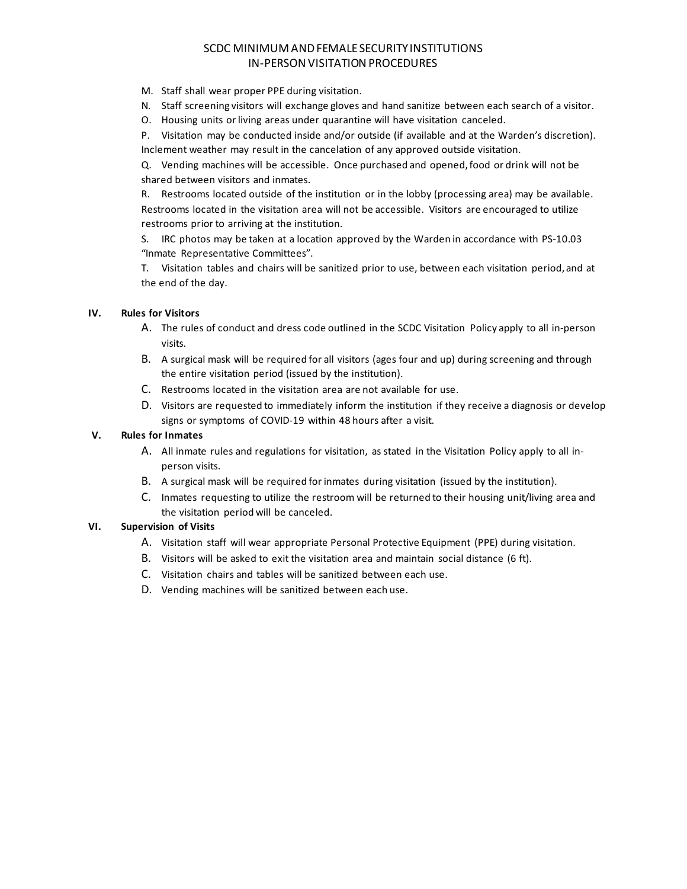M. Staff shall wear proper PPE during visitation.

N. Staff screening visitors will exchange gloves and hand sanitize between each search of a visitor.

O. Housing units or living areas under quarantine will have visitation canceled.

P. Visitation may be conducted inside and/or outside (if available and at the Warden's discretion). Inclement weather may result in the cancelation of any approved outside visitation.

Q. Vending machines will be accessible. Once purchased and opened, food or drink will not be shared between visitors and inmates.

R. Restrooms located outside of the institution or in the lobby (processing area) may be available. Restrooms located in the visitation area will not be accessible. Visitors are encouraged to utilize restrooms prior to arriving at the institution.

S. IRC photos may be taken at a location approved by the Warden in accordance with PS-10.03 "Inmate Representative Committees".

T. Visitation tables and chairs will be sanitized prior to use, between each visitation period, and at the end of the day.

## IV. Rules for Visitors

A. The rules of conduct and dress code outlined in the SCDC Visitation Policy apply to all in-person visits.

B. A surgical mask will be required for all visitors (ages four and up) during screening and through the entire visitation period (issued by the institution).

C. Restrooms located in the visitation area are not available for use.

D. Visitors are requested to immediately inform the institution if they receive a diagnosis or develop signs or symptoms of COVID-19 within 48 hours after a visit.

## V. Rules for Inmates

A. All inmate rules and regulations for visitation, as stated in the Visitation Policy apply to all in-person visits.

B. A surgical mask will be required for inmates during visitation (issued by the institution).

C. Inmates requesting to utilize the restroom will be returned to their housing unit/living area and the visitation period will be canceled.

## VI. Supervision of Visits

A. Visitation staff will wear appropriate Personal Protective Equipment (PPE) during visitation.

B. Visitors will be asked to exit the visitation area and maintain social distance (6 ft).

C. Visitation chairs and tables will be sanitized between each use.

D. Vending machines will be sanitized between each use.